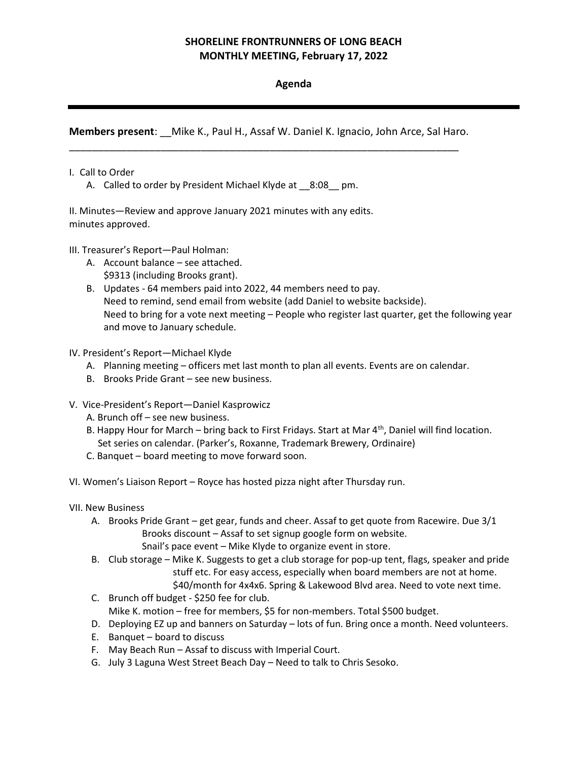**SHORELINE FRONTRUNNERS OF LONG BEACH**
**MONTHLY MEETING, February 17, 2022**

**Agenda**

---

**Members present**: __Mike K., Paul H., Assaf W. Daniel K. Ignacio, John Arce, Sal Haro.
_______________________________________________________________________

I. Call to Order
   A. Called to order by President Michael Klyde at __8:08__ pm.

II. Minutes—Review and approve January 2021 minutes with any edits.
minutes approved.

III. Treasurer's Report—Paul Holman:
   A. Account balance – see attached.
      $9313 (including Brooks grant).
   B. Updates - 64 members paid into 2022, 44 members need to pay.
      Need to remind, send email from website (add Daniel to website backside).
      Need to bring for a vote next meeting – People who register last quarter, get the following year and move to January schedule.

IV. President's Report—Michael Klyde
   A. Planning meeting – officers met last month to plan all events. Events are on calendar.
   B. Brooks Pride Grant – see new business.

V. Vice-President's Report—Daniel Kasprowicz
   A. Brunch off – see new business.
   B. Happy Hour for March – bring back to First Fridays. Start at Mar 4th, Daniel will find location. Set series on calendar. (Parker's, Roxanne, Trademark Brewery, Ordinaire)
   C. Banquet – board meeting to move forward soon.

VI. Women's Liaison Report – Royce has hosted pizza night after Thursday run.

VII. New Business
   A. Brooks Pride Grant – get gear, funds and cheer. Assaf to get quote from Racewire. Due 3/1
      Brooks discount – Assaf to set signup google form on website.
      Snail's pace event – Mike Klyde to organize event in store.
   B. Club storage – Mike K. Suggests to get a club storage for pop-up tent, flags, speaker and pride stuff etc. For easy access, especially when board members are not at home. $40/month for 4x4x6. Spring & Lakewood Blvd area. Need to vote next time.
   C. Brunch off budget - $250 fee for club.
      Mike K. motion – free for members, $5 for non-members. Total $500 budget.
   D. Deploying EZ up and banners on Saturday – lots of fun. Bring once a month. Need volunteers.
   E. Banquet – board to discuss
   F. May Beach Run – Assaf to discuss with Imperial Court.
   G. July 3 Laguna West Street Beach Day – Need to talk to Chris Sesoko.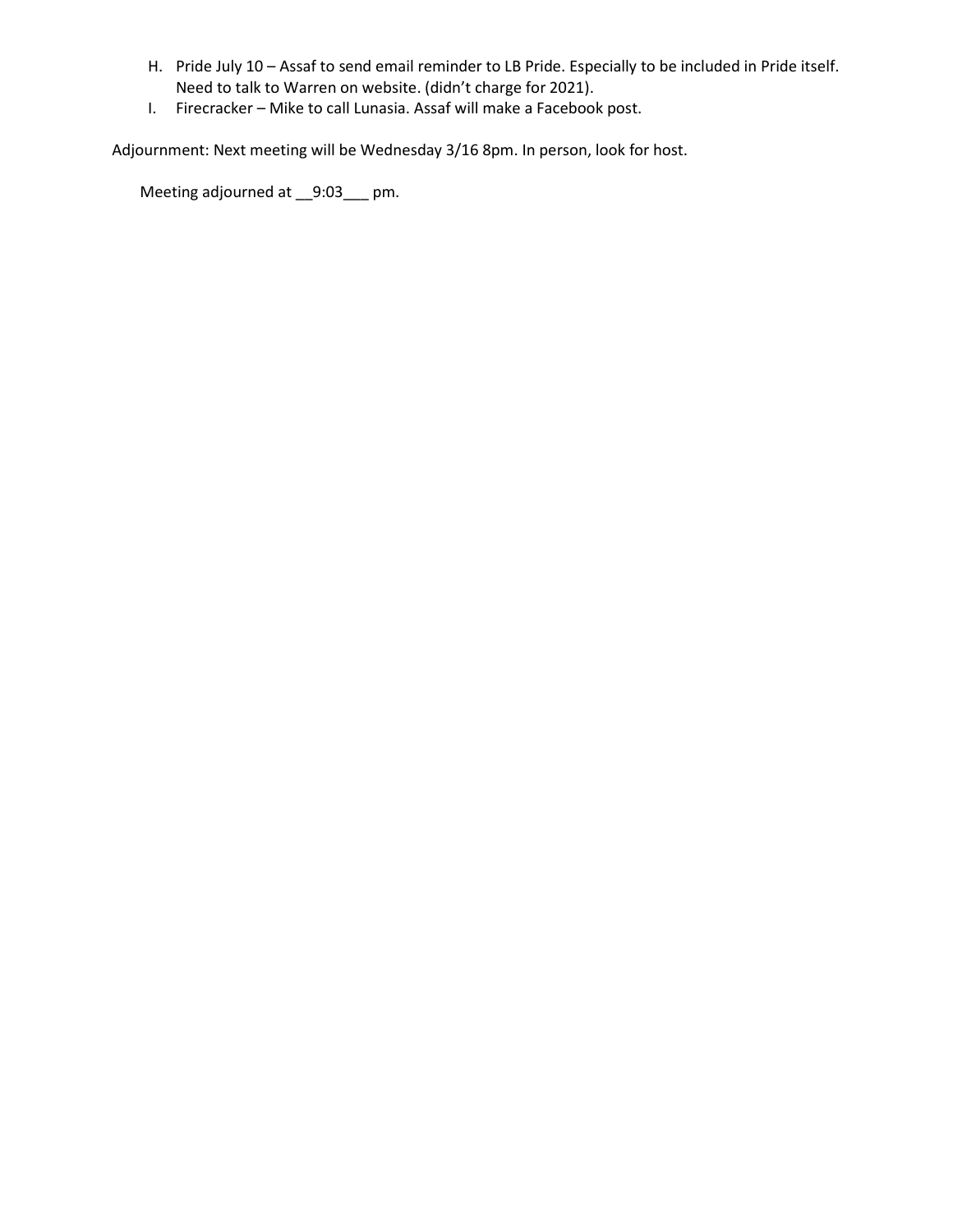H. Pride July 10 – Assaf to send email reminder to LB Pride. Especially to be included in Pride itself. Need to talk to Warren on website. (didn't charge for 2021).
I. Firecracker – Mike to call Lunasia. Assaf will make a Facebook post.

Adjournment: Next meeting will be Wednesday 3/16 8pm. In person, look for host.

Meeting adjourned at __9:03___ pm.